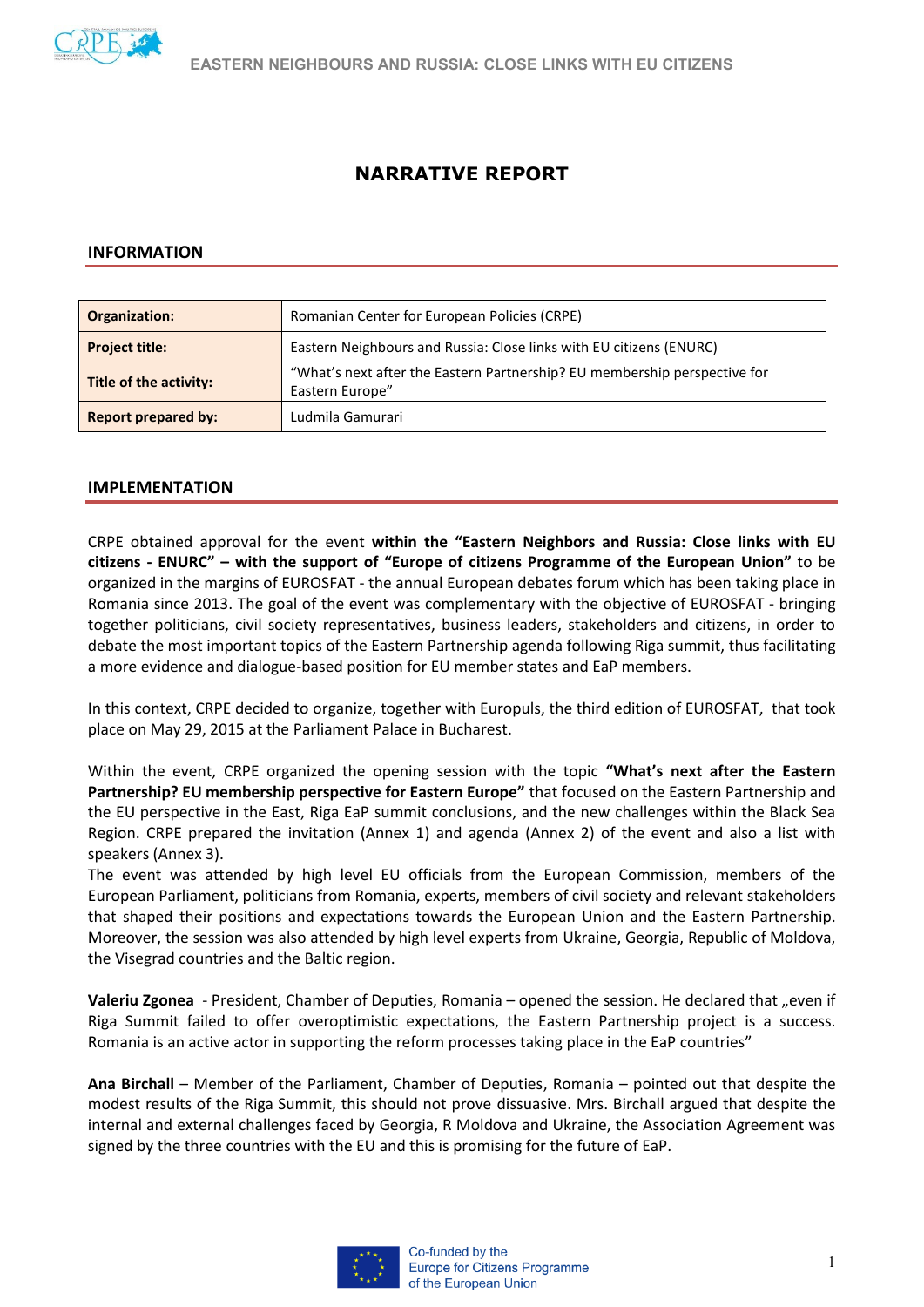# NARRATIVE REPORT

## INFORMATION

| | |
|---|---|
| **Organization:** | Romanian Center for European Policies (CRPE) |
| **Project title:** | Eastern Neighbours and Russia: Close links with EU citizens (ENURC) |
| **Title of the activity:** | "What's next after the Eastern Partnership? EU membership perspective for Eastern Europe" |
| **Report prepared by:** | Ludmila Gamurari |

## IMPLEMENTATION

CRPE obtained approval for the event **within the "Eastern Neighbors and Russia: Close links with EU citizens - ENURC" – with the support of "Europe of citizens Programme of the European Union"** to be organized in the margins of EUROSFAT - the annual European debates forum which has been taking place in Romania since 2013. The goal of the event was complementary with the objective of EUROSFAT - bringing together politicians, civil society representatives, business leaders, stakeholders and citizens, in order to debate the most important topics of the Eastern Partnership agenda following Riga summit, thus facilitating a more evidence and dialogue-based position for EU member states and EaP members.

In this context, CRPE decided to organize, together with Europuls, the third edition of EUROSFAT, that took place on May 29, 2015 at the Parliament Palace in Bucharest.

Within the event, CRPE organized the opening session with the topic **"What's next after the Eastern Partnership? EU membership perspective for Eastern Europe"** that focused on the Eastern Partnership and the EU perspective in the East, Riga EaP summit conclusions, and the new challenges within the Black Sea Region. CRPE prepared the invitation (Annex 1) and agenda (Annex 2) of the event and also a list with speakers (Annex 3).
The event was attended by high level EU officials from the European Commission, members of the European Parliament, politicians from Romania, experts, members of civil society and relevant stakeholders that shaped their positions and expectations towards the European Union and the Eastern Partnership. Moreover, the session was also attended by high level experts from Ukraine, Georgia, Republic of Moldova, the Visegrad countries and the Baltic region.

**Valeriu Zgonea** - President, Chamber of Deputies, Romania – opened the session. He declared that „even if Riga Summit failed to offer overoptimistic expectations, the Eastern Partnership project is a success. Romania is an active actor in supporting the reform processes taking place in the EaP countries"

**Ana Birchall** – Member of the Parliament, Chamber of Deputies, Romania – pointed out that despite the modest results of the Riga Summit, this should not prove dissuasive. Mrs. Birchall argued that despite the internal and external challenges faced by Georgia, R Moldova and Ukraine, the Association Agreement was signed by the three countries with the EU and this is promising for the future of EaP.

Co-funded by the
Europe for Citizens Programme
of the European Union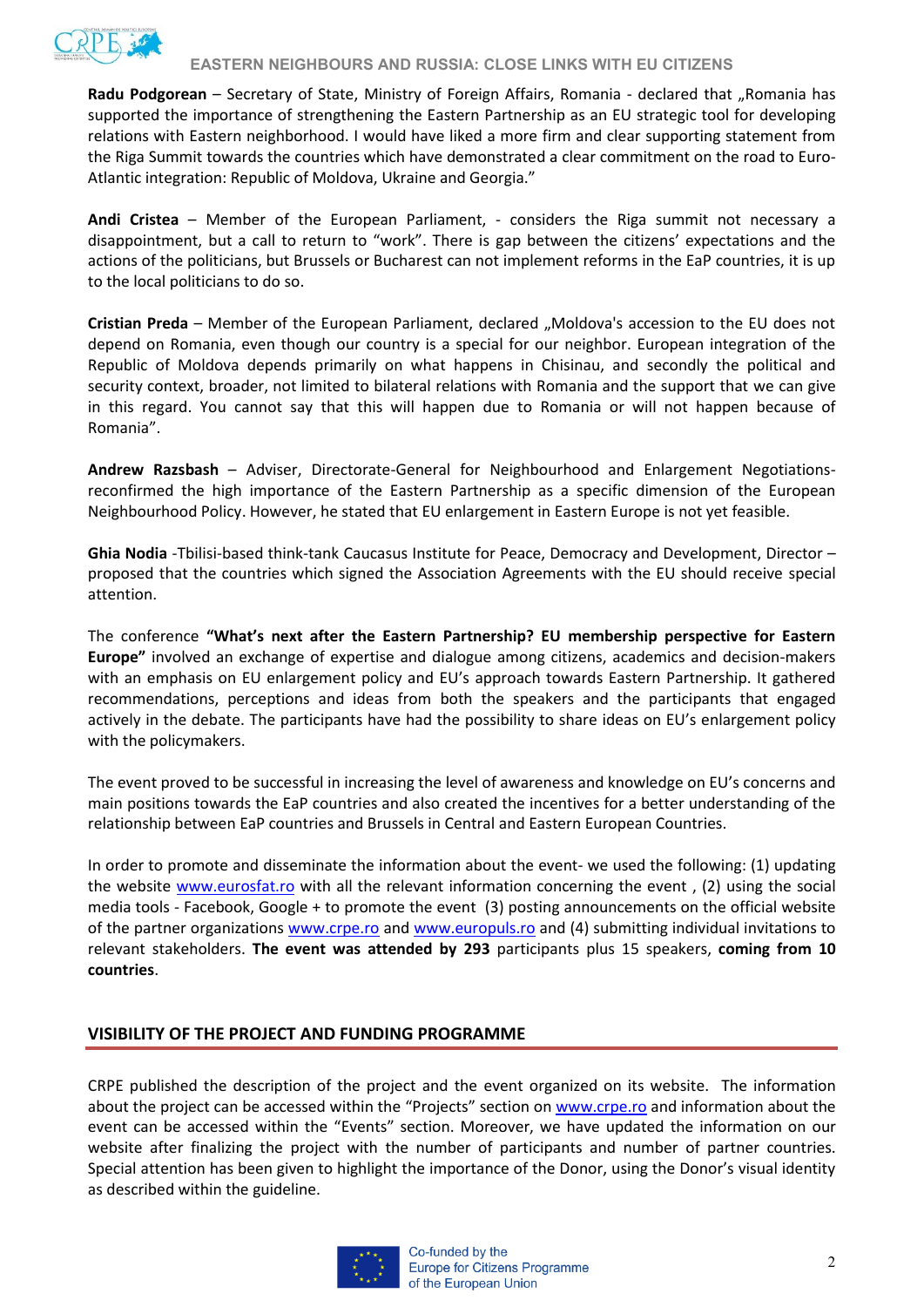**Radu Podgorean** – Secretary of State, Ministry of Foreign Affairs, Romania - declared that „Romania has supported the importance of strengthening the Eastern Partnership as an EU strategic tool for developing relations with Eastern neighborhood. I would have liked a more firm and clear supporting statement from the Riga Summit towards the countries which have demonstrated a clear commitment on the road to Euro-Atlantic integration: Republic of Moldova, Ukraine and Georgia."

**Andi Cristea** – Member of the European Parliament, - considers the Riga summit not necessary a disappointment, but a call to return to "work". There is gap between the citizens' expectations and the actions of the politicians, but Brussels or Bucharest can not implement reforms in the EaP countries, it is up to the local politicians to do so.

**Cristian Preda** – Member of the European Parliament, declared „Moldova's accession to the EU does not depend on Romania, even though our country is a special for our neighbor. European integration of the Republic of Moldova depends primarily on what happens in Chisinau, and secondly the political and security context, broader, not limited to bilateral relations with Romania and the support that we can give in this regard. You cannot say that this will happen due to Romania or will not happen because of Romania".

**Andrew Razsbash** – Adviser, Directorate-General for Neighbourhood and Enlargement Negotiations- reconfirmed the high importance of the Eastern Partnership as a specific dimension of the European Neighbourhood Policy. However, he stated that EU enlargement in Eastern Europe is not yet feasible.

**Ghia Nodia** -Tbilisi-based think-tank Caucasus Institute for Peace, Democracy and Development, Director – proposed that the countries which signed the Association Agreements with the EU should receive special attention.

The conference **"What's next after the Eastern Partnership? EU membership perspective for Eastern Europe"** involved an exchange of expertise and dialogue among citizens, academics and decision-makers with an emphasis on EU enlargement policy and EU's approach towards Eastern Partnership. It gathered recommendations, perceptions and ideas from both the speakers and the participants that engaged actively in the debate. The participants have had the possibility to share ideas on EU's enlargement policy with the policymakers.

The event proved to be successful in increasing the level of awareness and knowledge on EU's concerns and main positions towards the EaP countries and also created the incentives for a better understanding of the relationship between EaP countries and Brussels in Central and Eastern European Countries.

In order to promote and disseminate the information about the event- we used the following: (1) updating the website www.eurosfat.ro with all the relevant information concerning the event , (2) using the social media tools - Facebook, Google + to promote the event (3) posting announcements on the official website of the partner organizations www.crpe.ro and www.europuls.ro and (4) submitting individual invitations to relevant stakeholders. **The event was attended by 293** participants plus 15 speakers, **coming from 10 countries**.

## VISIBILITY OF THE PROJECT AND FUNDING PROGRAMME

CRPE published the description of the project and the event organized on its website. The information about the project can be accessed within the "Projects" section on www.crpe.ro and information about the event can be accessed within the "Events" section. Moreover, we have updated the information on our website after finalizing the project with the number of participants and number of partner countries. Special attention has been given to highlight the importance of the Donor, using the Donor's visual identity as described within the guideline.

Co-funded by the Europe for Citizens Programme of the European Union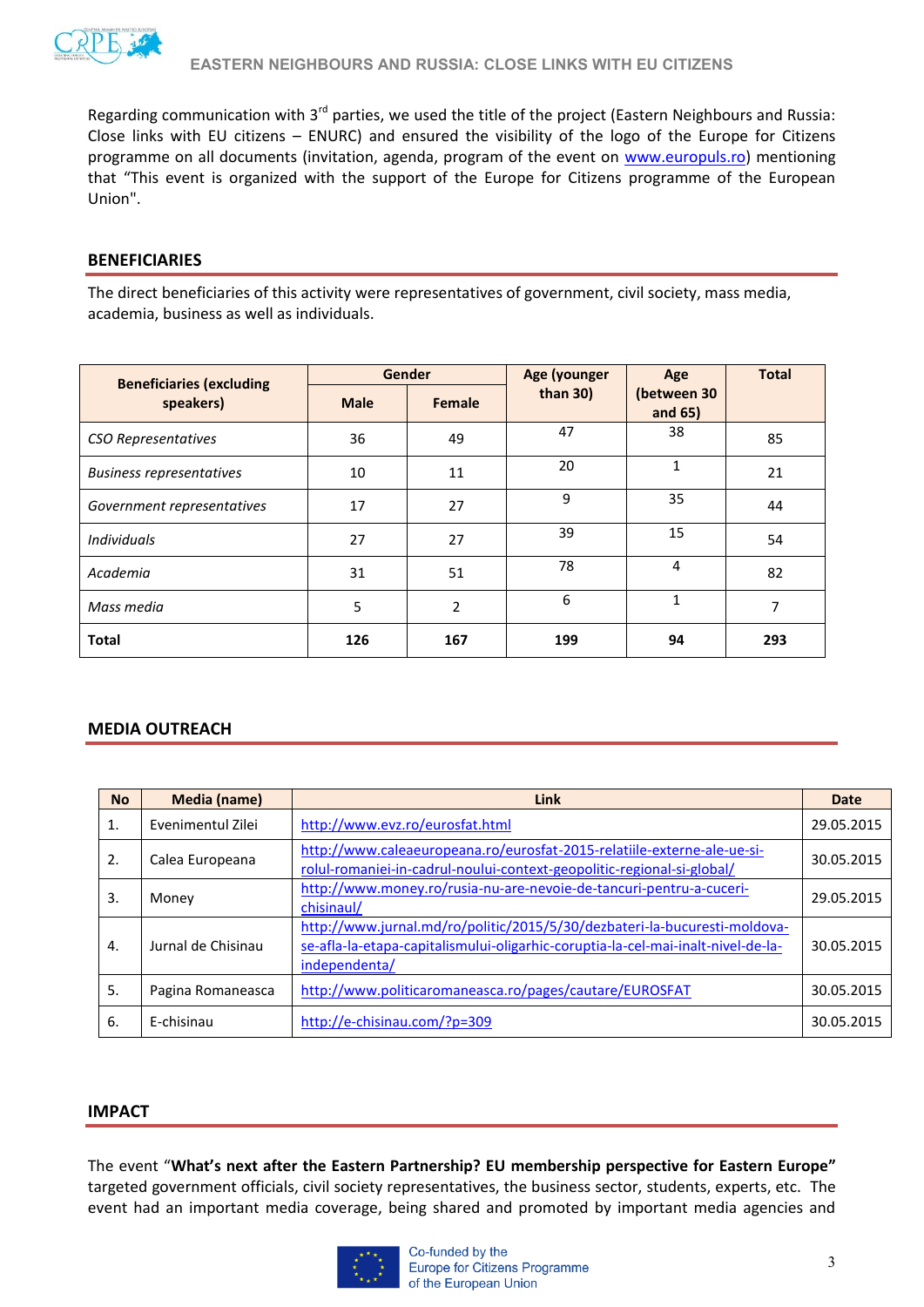Regarding communication with 3rd parties, we used the title of the project (Eastern Neighbours and Russia: Close links with EU citizens – ENURC) and ensured the visibility of the logo of the Europe for Citizens programme on all documents (invitation, agenda, program of the event on www.europuls.ro) mentioning that "This event is organized with the support of the Europe for Citizens programme of the European Union".

## BENEFICIARIES

The direct beneficiaries of this activity were representatives of government, civil society, mass media, academia, business as well as individuals.

| Beneficiaries (excluding speakers) | Gender | | Age (younger than 30) | Age (between 30 and 65) | Total |
|---|---|---|---|---|---|
| | Male | Female | | | |
| *CSO Representatives* | 36 | 49 | 47 | 38 | 85 |
| *Business representatives* | 10 | 11 | 20 | 1 | 21 |
| *Government representatives* | 17 | 27 | 9 | 35 | 44 |
| *Individuals* | 27 | 27 | 39 | 15 | 54 |
| *Academia* | 31 | 51 | 78 | 4 | 82 |
| *Mass media* | 5 | 2 | 6 | 1 | 7 |
| **Total** | **126** | **167** | **199** | **94** | **293** |

## MEDIA OUTREACH

| No | Media (name) | Link | Date |
|---|---|---|---|
| 1. | Evenimentul Zilei | http://www.evz.ro/eurosfat.html | 29.05.2015 |
| 2. | Calea Europeana | http://www.caleaeuropeana.ro/eurosfat-2015-relatiile-externe-ale-ue-si-rolul-romaniei-in-cadrul-noului-context-geopolitic-regional-si-global/ | 30.05.2015 |
| 3. | Money | http://www.money.ro/rusia-nu-are-nevoie-de-tancuri-pentru-a-cuceri-chisinaul/ | 29.05.2015 |
| 4. | Jurnal de Chisinau | http://www.jurnal.md/ro/politic/2015/5/30/dezbateri-la-bucuresti-moldova-se-afla-la-etapa-capitalismului-oligarhic-coruptia-la-cel-mai-inalt-nivel-de-la-independenta/ | 30.05.2015 |
| 5. | Pagina Romaneasca | http://www.politicaromaneasca.ro/pages/cautare/EUROSFAT | 30.05.2015 |
| 6. | E-chisinau | http://e-chisinau.com/?p=309 | 30.05.2015 |

## IMPACT

The event "**What's next after the Eastern Partnership? EU membership perspective for Eastern Europe"** targeted government officials, civil society representatives, the business sector, students, experts, etc. The event had an important media coverage, being shared and promoted by important media agencies and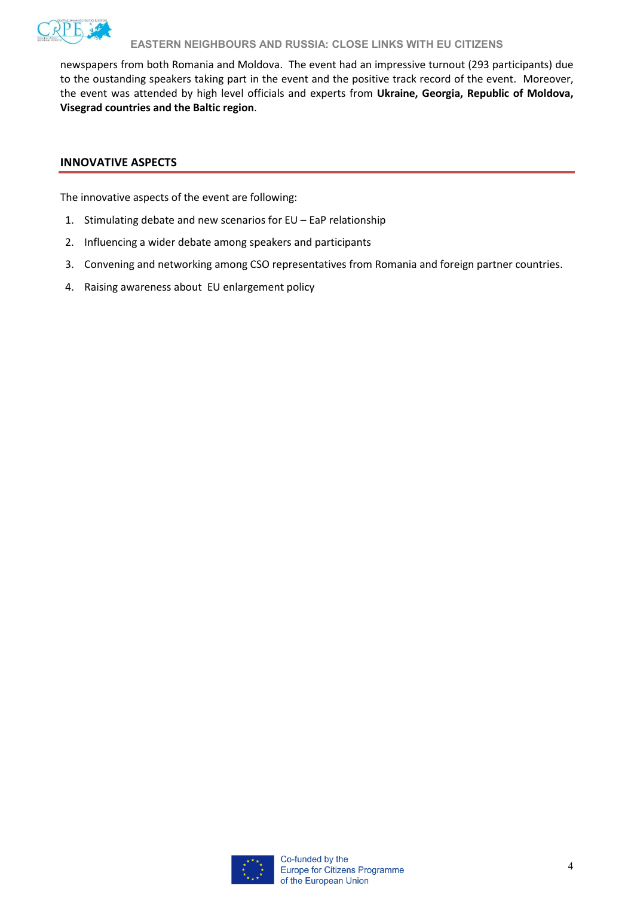newspapers from both Romania and Moldova. The event had an impressive turnout (293 participants) due to the oustanding speakers taking part in the event and the positive track record of the event. Moreover, the event was attended by high level officials and experts from **Ukraine, Georgia, Republic of Moldova, Visegrad countries and the Baltic region**.

## INNOVATIVE ASPECTS

The innovative aspects of the event are following:

1. Stimulating debate and new scenarios for EU – EaP relationship
2. Influencing a wider debate among speakers and participants
3. Convening and networking among CSO representatives from Romania and foreign partner countries.
4. Raising awareness about EU enlargement policy